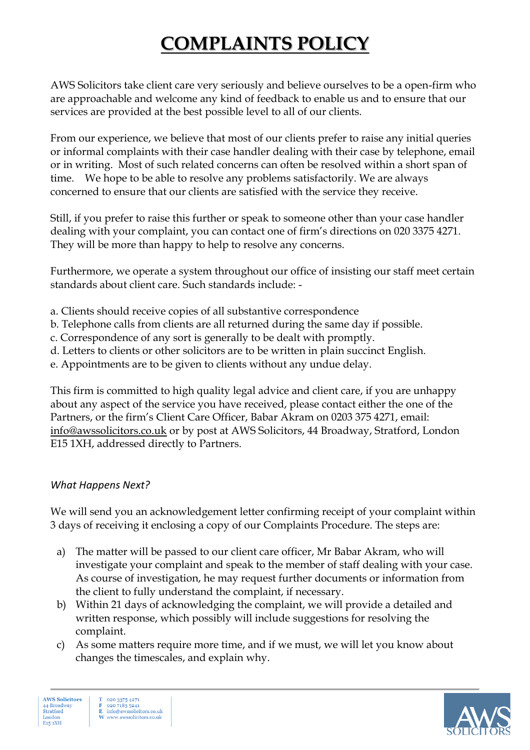# COMPLAINTS POLICY

AWS Solicitors take client care very seriously and believe ourselves to be a open-firm who are approachable and welcome any kind of feedback to enable us and to ensure that our services are provided at the best possible level to all of our clients.

From our experience, we believe that most of our clients prefer to raise any initial queries or informal complaints with their case handler dealing with their case by telephone, email or in writing. Most of such related concerns can often be resolved within a short span of time. We hope to be able to resolve any problems satisfactorily. We are always concerned to ensure that our clients are satisfied with the service they receive.

Still, if you prefer to raise this further or speak to someone other than your case handler dealing with your complaint, you can contact one of firm's directions on 020 3375 4271. They will be more than happy to help to resolve any concerns.

Furthermore, we operate a system throughout our office of insisting our staff meet certain standards about client care. Such standards include: -

a. Clients should receive copies of all substantive correspondence
b. Telephone calls from clients are all returned during the same day if possible.
c. Correspondence of any sort is generally to be dealt with promptly.
d. Letters to clients or other solicitors are to be written in plain succinct English.
e. Appointments are to be given to clients without any undue delay.

This firm is committed to high quality legal advice and client care, if you are unhappy about any aspect of the service you have received, please contact either the one of the Partners, or the firm's Client Care Officer, Babar Akram on 0203 375 4271, email: info@awssolicitors.co.uk or by post at AWS Solicitors, 44 Broadway, Stratford, London E15 1XH, addressed directly to Partners.

*What Happens Next?*

We will send you an acknowledgement letter confirming receipt of your complaint within 3 days of receiving it enclosing a copy of our Complaints Procedure. The steps are:

a) The matter will be passed to our client care officer, Mr Babar Akram, who will investigate your complaint and speak to the member of staff dealing with your case. As course of investigation, he may request further documents or information from the client to fully understand the complaint, if necessary.
b) Within 21 days of acknowledging the complaint, we will provide a detailed and written response, which possibly will include suggestions for resolving the complaint.
c) As some matters require more time, and if we must, we will let you know about changes the timescales, and explain why.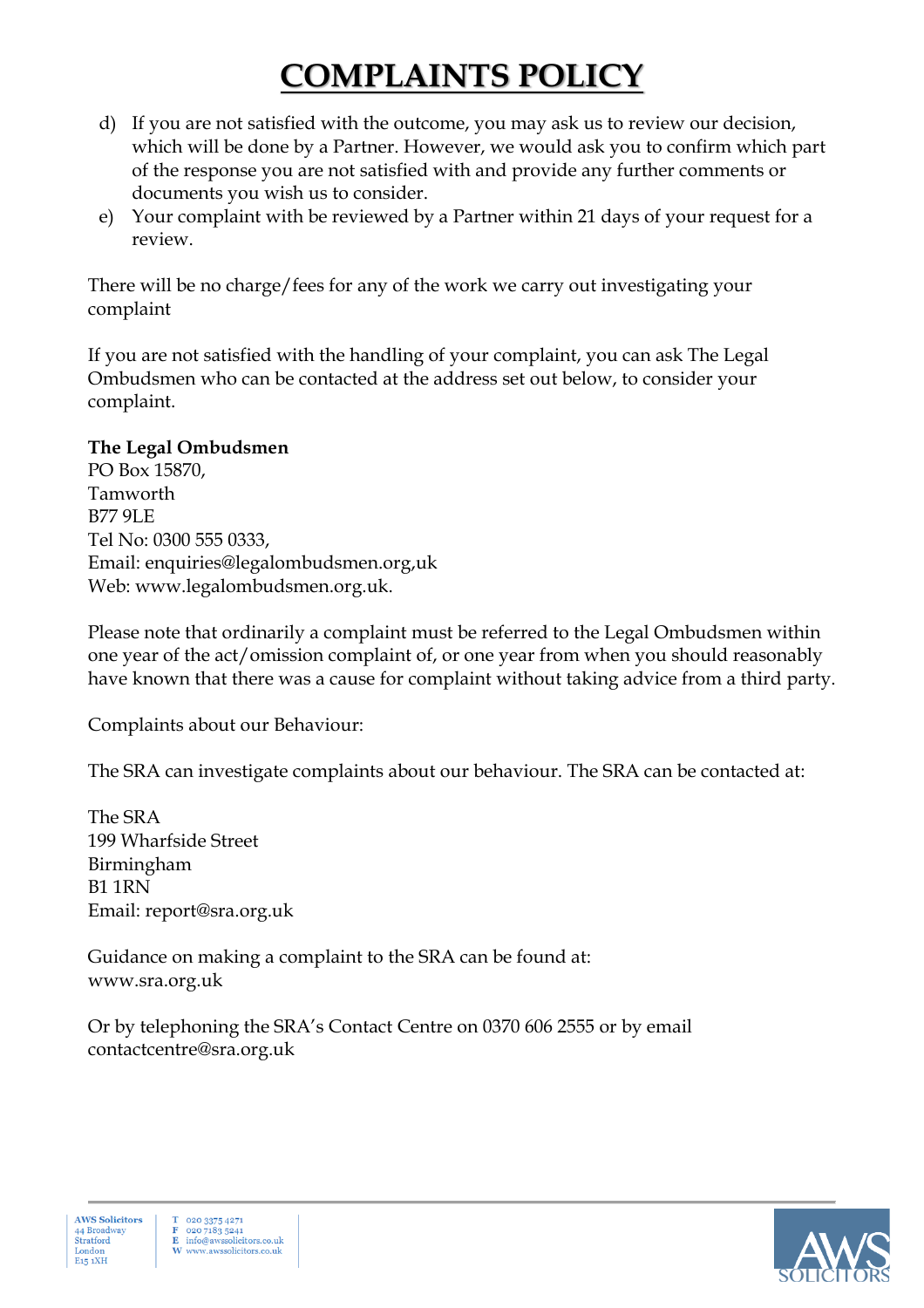# COMPLAINTS POLICY

d) If you are not satisfied with the outcome, you may ask us to review our decision, which will be done by a Partner. However, we would ask you to confirm which part of the response you are not satisfied with and provide any further comments or documents you wish us to consider.

e) Your complaint with be reviewed by a Partner within 21 days of your request for a review.

There will be no charge/fees for any of the work we carry out investigating your complaint

If you are not satisfied with the handling of your complaint, you can ask The Legal Ombudsmen who can be contacted at the address set out below, to consider your complaint.

**The Legal Ombudsmen**
PO Box 15870,
Tamworth
B77 9LE
Tel No: 0300 555 0333,
Email: enquiries@legalombudsmen.org,uk
Web: www.legalombudsmen.org.uk.

Please note that ordinarily a complaint must be referred to the Legal Ombudsmen within one year of the act/omission complaint of, or one year from when you should reasonably have known that there was a cause for complaint without taking advice from a third party.

Complaints about our Behaviour:

The SRA can investigate complaints about our behaviour. The SRA can be contacted at:

The SRA
199 Wharfside Street
Birmingham
B1 1RN
Email: report@sra.org.uk

Guidance on making a complaint to the SRA can be found at:
www.sra.org.uk

Or by telephoning the SRA's Contact Centre on 0370 606 2555 or by email contactcentre@sra.org.uk